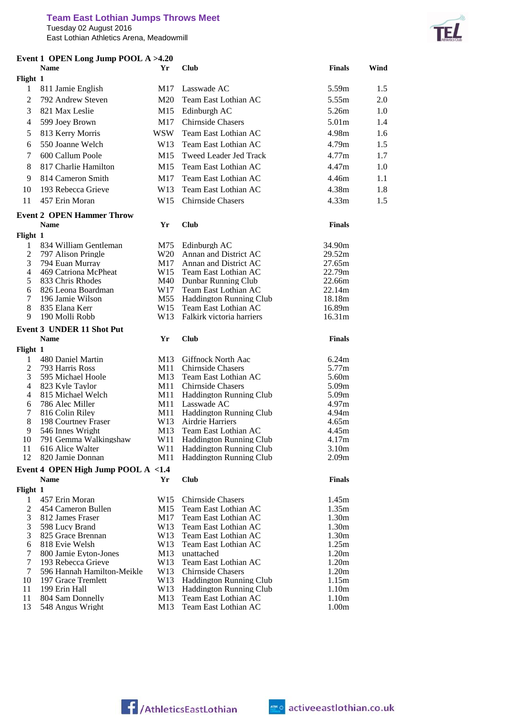# Team East Lothian Jumps Throws Meet

Tuesday 02 August 2016

East Lothian Athletics Arena, Meadowmill

## Event 1 OPEN Long Jump POOL A >4.20

**Flight 1**

| | Name | Yr | Club | Finals | Wind |
|---|---|---|---|---|---|
| 1 | 811 Jamie English | M17 | Lasswade AC | 5.59m | 1.5 |
| 2 | 792 Andrew Steven | M20 | Team East Lothian AC | 5.55m | 2.0 |
| 3 | 821 Max Leslie | M15 | Edinburgh AC | 5.26m | 1.0 |
| 4 | 599 Joey Brown | M17 | Chirnside Chasers | 5.01m | 1.4 |
| 5 | 813 Kerry Morris | WSW | Team East Lothian AC | 4.98m | 1.6 |
| 6 | 550 Joanne Welch | W13 | Team East Lothian AC | 4.79m | 1.5 |
| 7 | 600 Callum Poole | M15 | Tweed Leader Jed Track | 4.77m | 1.7 |
| 8 | 817 Charlie Hamilton | M15 | Team East Lothian AC | 4.47m | 1.0 |
| 9 | 814 Cameron Smith | M17 | Team East Lothian AC | 4.46m | 1.1 |
| 10 | 193 Rebecca Grieve | W13 | Team East Lothian AC | 4.38m | 1.8 |
| 11 | 457 Erin Moran | W15 | Chirnside Chasers | 4.33m | 1.5 |

## Event 2 OPEN Hammer Throw

**Flight 1**

| | Name | Yr | Club | Finals |
|---|---|---|---|---|
| 1 | 834 William Gentleman | M75 | Edinburgh AC | 34.90m |
| 2 | 797 Alison Pringle | W20 | Annan and District AC | 29.52m |
| 3 | 794 Euan Murray | M17 | Annan and District AC | 27.65m |
| 4 | 469 Catriona McPheat | W15 | Team East Lothian AC | 22.79m |
| 5 | 833 Chris Rhodes | M40 | Dunbar Running Club | 22.66m |
| 6 | 826 Leona Boardman | W17 | Team East Lothian AC | 22.14m |
| 7 | 196 Jamie Wilson | M55 | Haddington Running Club | 18.18m |
| 8 | 835 Elana Kerr | W15 | Team East Lothian AC | 16.89m |
| 9 | 190 Molli Robb | W13 | Falkirk victoria harriers | 16.31m |

## Event 3 UNDER 11 Shot Put

**Flight 1**

| | Name | Yr | Club | Finals |
|---|---|---|---|---|
| 1 | 480 Daniel Martin | M13 | Giffnock North Aac | 6.24m |
| 2 | 793 Harris Ross | M11 | Chirnside Chasers | 5.77m |
| 3 | 595 Michael Hoole | M13 | Team East Lothian AC | 5.60m |
| 4 | 823 Kyle Taylor | M11 | Chirnside Chasers | 5.09m |
| 4 | 815 Michael Welch | M11 | Haddington Running Club | 5.09m |
| 6 | 786 Alec Miller | M11 | Lasswade AC | 4.97m |
| 7 | 816 Colin Riley | M11 | Haddington Running Club | 4.94m |
| 8 | 198 Courtney Fraser | W13 | Airdrie Harriers | 4.65m |
| 9 | 546 Innes Wright | M13 | Team East Lothian AC | 4.45m |
| 10 | 791 Gemma Walkingshaw | W11 | Haddington Running Club | 4.17m |
| 11 | 616 Alice Walter | W11 | Haddington Running Club | 3.10m |
| 12 | 820 Jamie Donnan | M11 | Haddington Running Club | 2.09m |

## Event 4 OPEN High Jump POOL A <1.4

**Flight 1**

| | Name | Yr | Club | Finals |
|---|---|---|---|---|
| 1 | 457 Erin Moran | W15 | Chirnside Chasers | 1.45m |
| 2 | 454 Cameron Bullen | M15 | Team East Lothian AC | 1.35m |
| 3 | 812 James Fraser | M17 | Team East Lothian AC | 1.30m |
| 3 | 598 Lucy Brand | W13 | Team East Lothian AC | 1.30m |
| 3 | 825 Grace Brennan | W13 | Team East Lothian AC | 1.30m |
| 6 | 818 Evie Welsh | W13 | Team East Lothian AC | 1.25m |
| 7 | 800 Jamie Eyton-Jones | M13 | unattached | 1.20m |
| 7 | 193 Rebecca Grieve | W13 | Team East Lothian AC | 1.20m |
| 7 | 596 Hannah Hamilton-Meikle | W13 | Chirnside Chasers | 1.20m |
| 10 | 197 Grace Tremlett | W13 | Haddington Running Club | 1.15m |
| 11 | 199 Erin Hall | W13 | Haddington Running Club | 1.10m |
| 11 | 804 Sam Donnelly | M13 | Team East Lothian AC | 1.10m |
| 13 | 548 Angus Wright | M13 | Team East Lothian AC | 1.00m |

/AthleticsEastLothian activeeastlothian.co.uk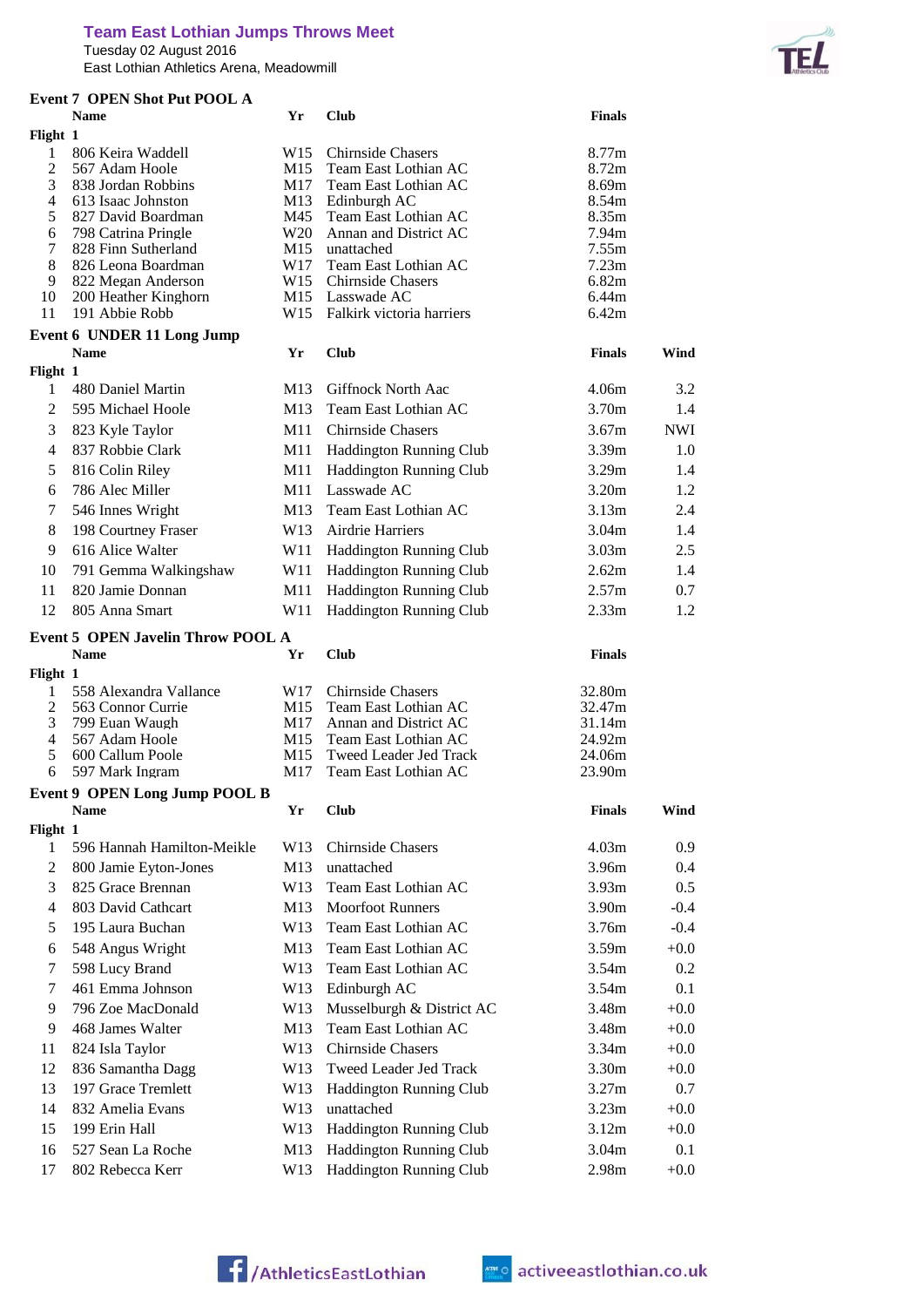**Team East Lothian Jumps Throws Meet**
Tuesday 02 August 2016
East Lothian Athletics Arena, Meadowmill

### Event 7 OPEN Shot Put POOL A

Flight 1

| | Name | Yr | Club | Finals |
|---|---|---|---|---|
| 1 | 806 Keira Waddell | W15 | Chirnside Chasers | 8.77m |
| 2 | 567 Adam Hoole | M15 | Team East Lothian AC | 8.72m |
| 3 | 838 Jordan Robbins | M17 | Team East Lothian AC | 8.69m |
| 4 | 613 Isaac Johnston | M13 | Edinburgh AC | 8.54m |
| 5 | 827 David Boardman | M45 | Team East Lothian AC | 8.35m |
| 6 | 798 Catrina Pringle | W20 | Annan and District AC | 7.94m |
| 7 | 828 Finn Sutherland | M15 | unattached | 7.55m |
| 8 | 826 Leona Boardman | W17 | Team East Lothian AC | 7.23m |
| 9 | 822 Megan Anderson | W15 | Chirnside Chasers | 6.82m |
| 10 | 200 Heather Kinghorn | M15 | Lasswade AC | 6.44m |
| 11 | 191 Abbie Robb | W15 | Falkirk victoria harriers | 6.42m |

### Event 6 UNDER 11 Long Jump

Flight 1

| | Name | Yr | Club | Finals | Wind |
|---|---|---|---|---|---|
| 1 | 480 Daniel Martin | M13 | Giffnock North Aac | 4.06m | 3.2 |
| 2 | 595 Michael Hoole | M13 | Team East Lothian AC | 3.70m | 1.4 |
| 3 | 823 Kyle Taylor | M11 | Chirnside Chasers | 3.67m | NWI |
| 4 | 837 Robbie Clark | M11 | Haddington Running Club | 3.39m | 1.0 |
| 5 | 816 Colin Riley | M11 | Haddington Running Club | 3.29m | 1.4 |
| 6 | 786 Alec Miller | M11 | Lasswade AC | 3.20m | 1.2 |
| 7 | 546 Innes Wright | M13 | Team East Lothian AC | 3.13m | 2.4 |
| 8 | 198 Courtney Fraser | W13 | Airdrie Harriers | 3.04m | 1.4 |
| 9 | 616 Alice Walter | W11 | Haddington Running Club | 3.03m | 2.5 |
| 10 | 791 Gemma Walkingshaw | W11 | Haddington Running Club | 2.62m | 1.4 |
| 11 | 820 Jamie Donnan | M11 | Haddington Running Club | 2.57m | 0.7 |
| 12 | 805 Anna Smart | W11 | Haddington Running Club | 2.33m | 1.2 |

### Event 5 OPEN Javelin Throw POOL A

Flight 1

| | Name | Yr | Club | Finals |
|---|---|---|---|---|
| 1 | 558 Alexandra Vallance | W17 | Chirnside Chasers | 32.80m |
| 2 | 563 Connor Currie | M15 | Team East Lothian AC | 32.47m |
| 3 | 799 Euan Waugh | M17 | Annan and District AC | 31.14m |
| 4 | 567 Adam Hoole | M15 | Team East Lothian AC | 24.92m |
| 5 | 600 Callum Poole | M15 | Tweed Leader Jed Track | 24.06m |
| 6 | 597 Mark Ingram | M17 | Team East Lothian AC | 23.90m |

### Event 9 OPEN Long Jump POOL B

Flight 1

| | Name | Yr | Club | Finals | Wind |
|---|---|---|---|---|---|
| 1 | 596 Hannah Hamilton-Meikle | W13 | Chirnside Chasers | 4.03m | 0.9 |
| 2 | 800 Jamie Eyton-Jones | M13 | unattached | 3.96m | 0.4 |
| 3 | 825 Grace Brennan | W13 | Team East Lothian AC | 3.93m | 0.5 |
| 4 | 803 David Cathcart | M13 | Moorfoot Runners | 3.90m | -0.4 |
| 5 | 195 Laura Buchan | W13 | Team East Lothian AC | 3.76m | -0.4 |
| 6 | 548 Angus Wright | M13 | Team East Lothian AC | 3.59m | +0.0 |
| 7 | 598 Lucy Brand | W13 | Team East Lothian AC | 3.54m | 0.2 |
| 7 | 461 Emma Johnson | W13 | Edinburgh AC | 3.54m | 0.1 |
| 9 | 796 Zoe MacDonald | W13 | Musselburgh & District AC | 3.48m | +0.0 |
| 9 | 468 James Walter | M13 | Team East Lothian AC | 3.48m | +0.0 |
| 11 | 824 Isla Taylor | W13 | Chirnside Chasers | 3.34m | +0.0 |
| 12 | 836 Samantha Dagg | W13 | Tweed Leader Jed Track | 3.30m | +0.0 |
| 13 | 197 Grace Tremlett | W13 | Haddington Running Club | 3.27m | 0.7 |
| 14 | 832 Amelia Evans | W13 | unattached | 3.23m | +0.0 |
| 15 | 199 Erin Hall | W13 | Haddington Running Club | 3.12m | +0.0 |
| 16 | 527 Sean La Roche | M13 | Haddington Running Club | 3.04m | 0.1 |
| 17 | 802 Rebecca Kerr | W13 | Haddington Running Club | 2.98m | +0.0 |

/AthleticsEastLothian    activeeastlothian.co.uk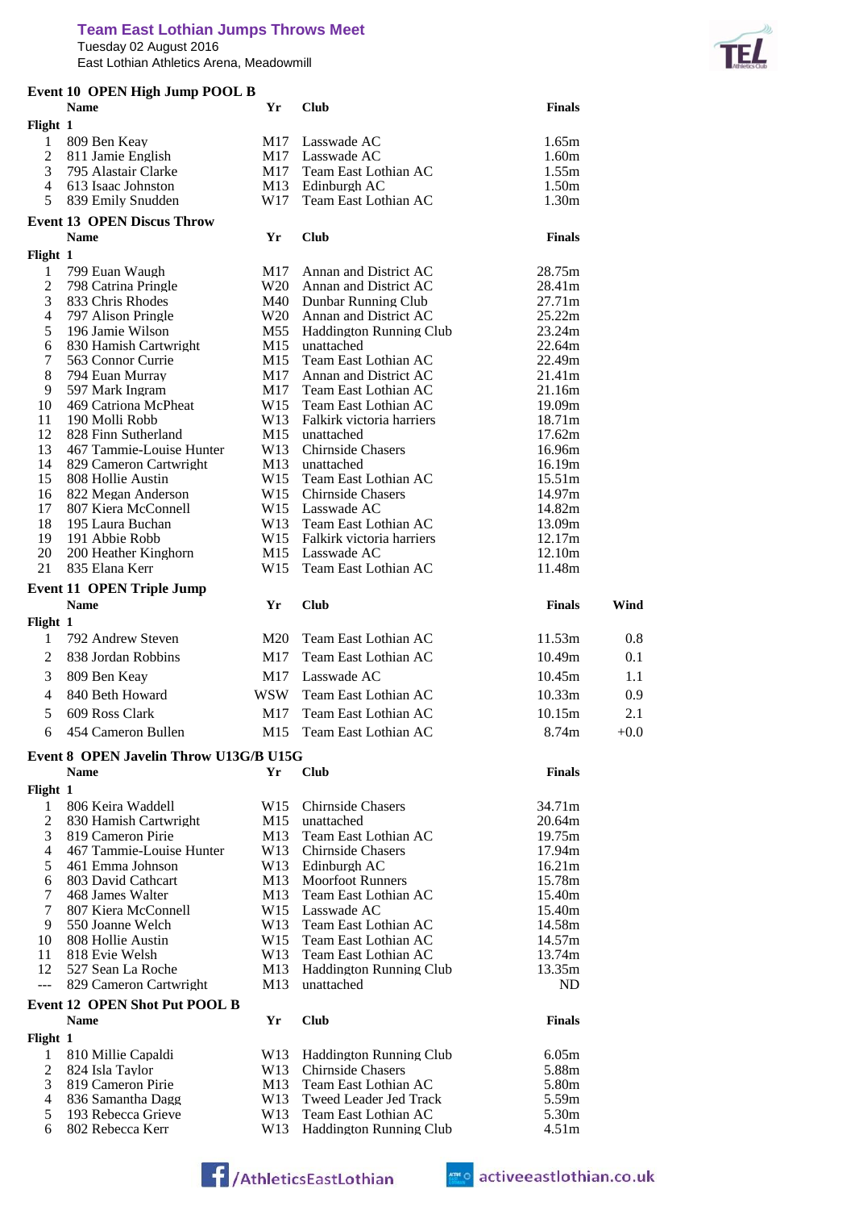**Team East Lothian Jumps Throws Meet**
Tuesday 02 August 2016
East Lothian Athletics Arena, Meadowmill

## Event 10 OPEN High Jump POOL B

**Flight 1**

| | Name | Yr | Club | Finals |
|---|---|---|---|---|
| 1 | 809 Ben Keay | M17 | Lasswade AC | 1.65m |
| 2 | 811 Jamie English | M17 | Lasswade AC | 1.60m |
| 3 | 795 Alastair Clarke | M17 | Team East Lothian AC | 1.55m |
| 4 | 613 Isaac Johnston | M13 | Edinburgh AC | 1.50m |
| 5 | 839 Emily Snudden | W17 | Team East Lothian AC | 1.30m |

## Event 13 OPEN Discus Throw

**Flight 1**

| | Name | Yr | Club | Finals |
|---|---|---|---|---|
| 1 | 799 Euan Waugh | M17 | Annan and District AC | 28.75m |
| 2 | 798 Catrina Pringle | W20 | Annan and District AC | 28.41m |
| 3 | 833 Chris Rhodes | M40 | Dunbar Running Club | 27.71m |
| 4 | 797 Alison Pringle | W20 | Annan and District AC | 25.22m |
| 5 | 196 Jamie Wilson | M55 | Haddington Running Club | 23.24m |
| 6 | 830 Hamish Cartwright | M15 | unattached | 22.64m |
| 7 | 563 Connor Currie | M15 | Team East Lothian AC | 22.49m |
| 8 | 794 Euan Murray | M17 | Annan and District AC | 21.41m |
| 9 | 597 Mark Ingram | M17 | Team East Lothian AC | 21.16m |
| 10 | 469 Catriona McPheat | W15 | Team East Lothian AC | 19.09m |
| 11 | 190 Molli Robb | W13 | Falkirk victoria harriers | 18.71m |
| 12 | 828 Finn Sutherland | M15 | unattached | 17.62m |
| 13 | 467 Tammie-Louise Hunter | W13 | Chirnside Chasers | 16.96m |
| 14 | 829 Cameron Cartwright | M13 | unattached | 16.19m |
| 15 | 808 Hollie Austin | W15 | Team East Lothian AC | 15.51m |
| 16 | 822 Megan Anderson | W15 | Chirnside Chasers | 14.97m |
| 17 | 807 Kiera McConnell | W15 | Lasswade AC | 14.82m |
| 18 | 195 Laura Buchan | W13 | Team East Lothian AC | 13.09m |
| 19 | 191 Abbie Robb | W15 | Falkirk victoria harriers | 12.17m |
| 20 | 200 Heather Kinghorn | M15 | Lasswade AC | 12.10m |
| 21 | 835 Elana Kerr | W15 | Team East Lothian AC | 11.48m |

## Event 11 OPEN Triple Jump

**Flight 1**

| | Name | Yr | Club | Finals | Wind |
|---|---|---|---|---|---|
| 1 | 792 Andrew Steven | M20 | Team East Lothian AC | 11.53m | 0.8 |
| 2 | 838 Jordan Robbins | M17 | Team East Lothian AC | 10.49m | 0.1 |
| 3 | 809 Ben Keay | M17 | Lasswade AC | 10.45m | 1.1 |
| 4 | 840 Beth Howard | WSW | Team East Lothian AC | 10.33m | 0.9 |
| 5 | 609 Ross Clark | M17 | Team East Lothian AC | 10.15m | 2.1 |
| 6 | 454 Cameron Bullen | M15 | Team East Lothian AC | 8.74m | +0.0 |

## Event 8 OPEN Javelin Throw U13G/B U15G

**Flight 1**

| | Name | Yr | Club | Finals |
|---|---|---|---|---|
| 1 | 806 Keira Waddell | W15 | Chirnside Chasers | 34.71m |
| 2 | 830 Hamish Cartwright | M15 | unattached | 20.64m |
| 3 | 819 Cameron Pirie | M13 | Team East Lothian AC | 19.75m |
| 4 | 467 Tammie-Louise Hunter | W13 | Chirnside Chasers | 17.94m |
| 5 | 461 Emma Johnson | W13 | Edinburgh AC | 16.21m |
| 6 | 803 David Cathcart | M13 | Moorfoot Runners | 15.78m |
| 7 | 468 James Walter | M13 | Team East Lothian AC | 15.40m |
| 7 | 807 Kiera McConnell | W15 | Lasswade AC | 15.40m |
| 9 | 550 Joanne Welch | W13 | Team East Lothian AC | 14.58m |
| 10 | 808 Hollie Austin | W15 | Team East Lothian AC | 14.57m |
| 11 | 818 Evie Welsh | W13 | Team East Lothian AC | 13.74m |
| 12 | 527 Sean La Roche | M13 | Haddington Running Club | 13.35m |
| --- | 829 Cameron Cartwright | M13 | unattached | ND |

## Event 12 OPEN Shot Put POOL B

**Flight 1**

| | Name | Yr | Club | Finals |
|---|---|---|---|---|
| 1 | 810 Millie Capaldi | W13 | Haddington Running Club | 6.05m |
| 2 | 824 Isla Taylor | W13 | Chirnside Chasers | 5.88m |
| 3 | 819 Cameron Pirie | M13 | Team East Lothian AC | 5.80m |
| 4 | 836 Samantha Dagg | W13 | Tweed Leader Jed Track | 5.59m |
| 5 | 193 Rebecca Grieve | W13 | Team East Lothian AC | 5.30m |
| 6 | 802 Rebecca Kerr | W13 | Haddington Running Club | 4.51m |

/AthleticsEastLothian    activeeastlothian.co.uk